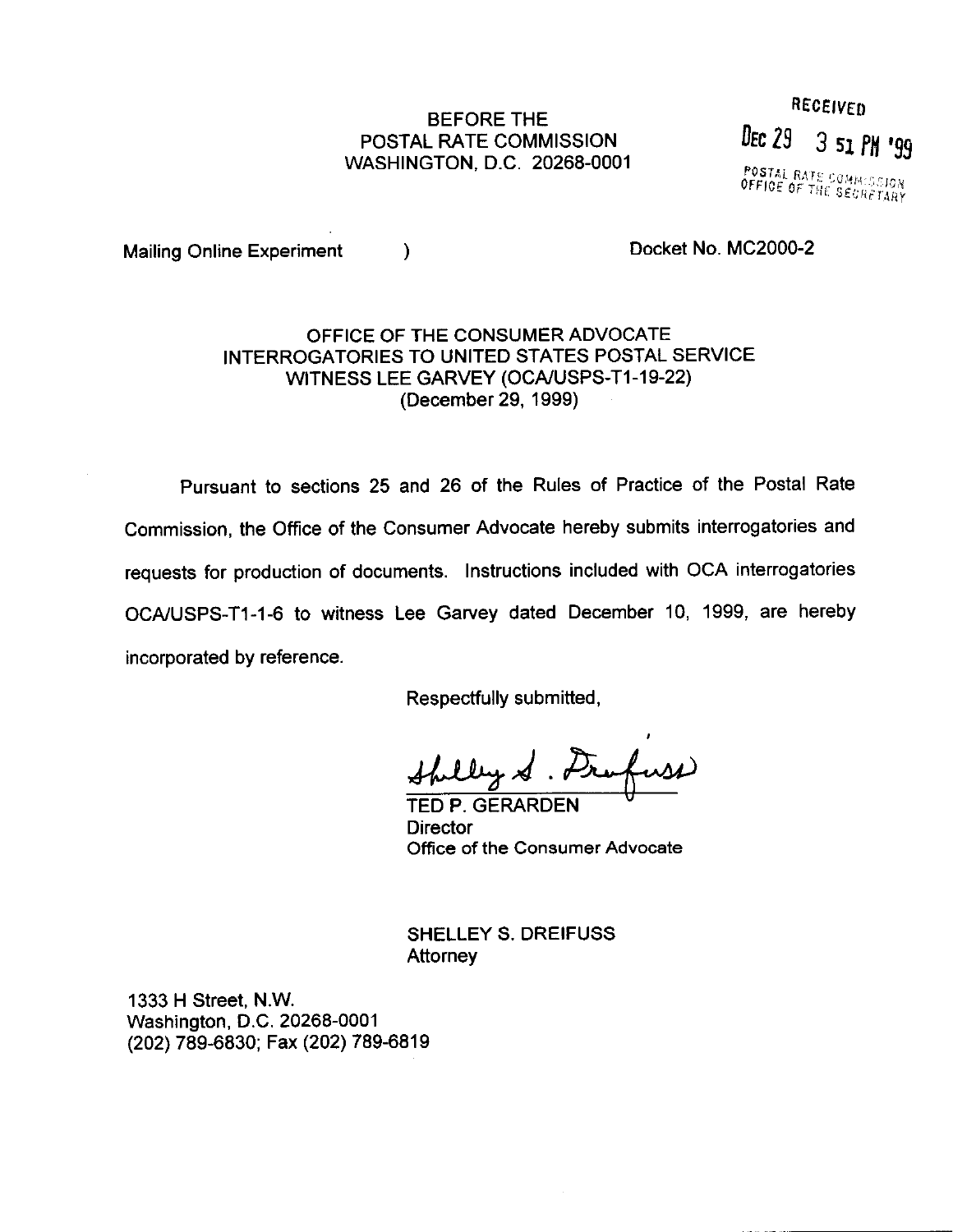BEFORE THE
POSTAL RATE COMMISSION
WASHINGTON, D.C. 20268-0001

RECEIVED
DEC 29 3 51 PM '99
POSTAL RATE COMMISSION
OFFICE OF THE SECRETARY

Mailing Online Experiment )    Docket No. MC2000-2

OFFICE OF THE CONSUMER ADVOCATE
INTERROGATORIES TO UNITED STATES POSTAL SERVICE
WITNESS LEE GARVEY (OCA/USPS-T1-19-22)
(December 29, 1999)

Pursuant to sections 25 and 26 of the Rules of Practice of the Postal Rate Commission, the Office of the Consumer Advocate hereby submits interrogatories and requests for production of documents. Instructions included with OCA interrogatories OCA/USPS-T1-1-6 to witness Lee Garvey dated December 10, 1999, are hereby incorporated by reference.

Respectfully submitted,

Shelley S. Dreifuss

TED P. GERARDEN
Director
Office of the Consumer Advocate

SHELLEY S. DREIFUSS
Attorney

1333 H Street, N.W.
Washington, D.C. 20268-0001
(202) 789-6830; Fax (202) 789-6819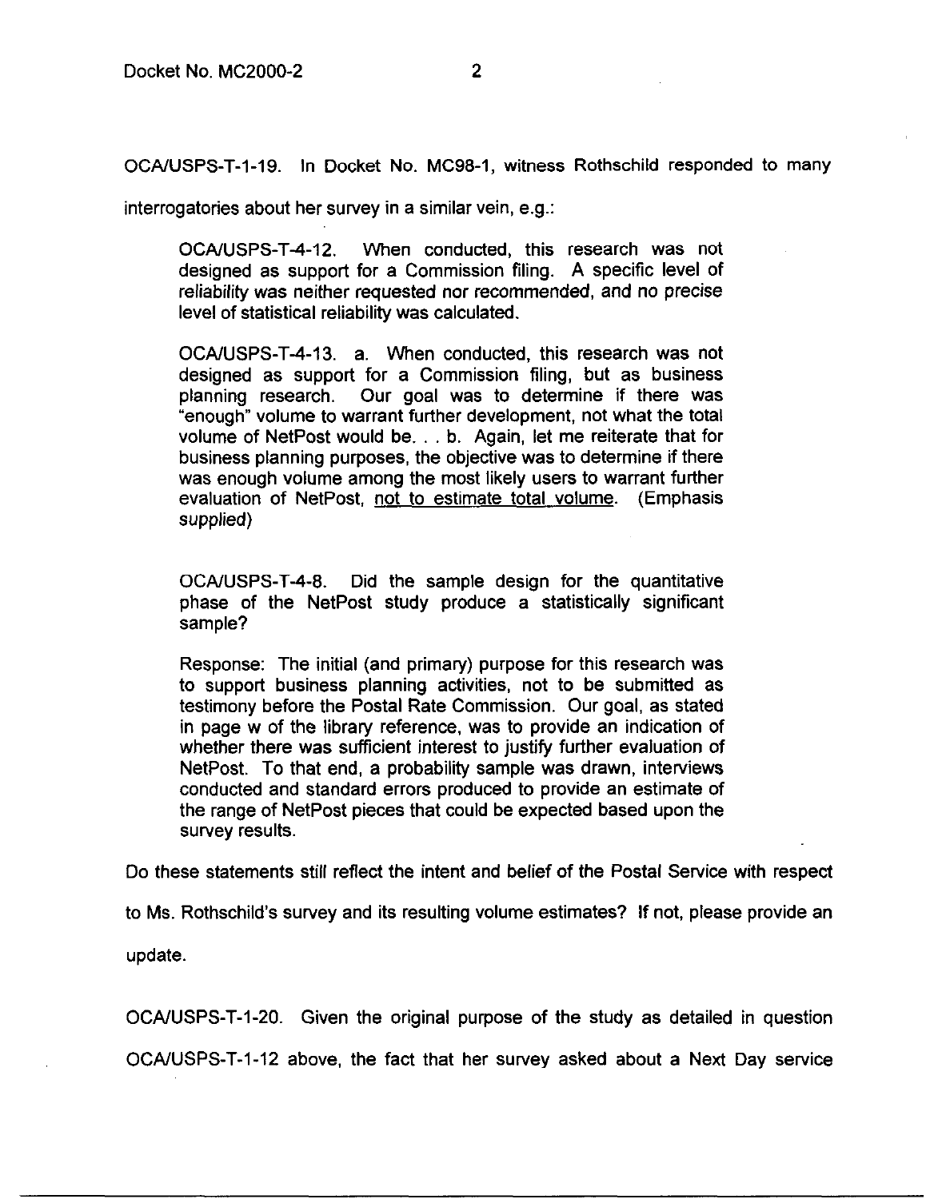OCA/USPS-T-1-19. In Docket No. MC98-1, witness Rothschild responded to many interrogatories about her survey in a similar vein, e.g.:

> OCA/USPS-T-4-12. When conducted, this research was not designed as support for a Commission filing. A specific level of reliability was neither requested nor recommended, and no precise level of statistical reliability was calculated.
>
> OCA/USPS-T-4-13. a. When conducted, this research was not designed as support for a Commission filing, but as business planning research. Our goal was to determine if there was "enough" volume to warrant further development, not what the total volume of NetPost would be. . . b. Again, let me reiterate that for business planning purposes, the objective was to determine if there was enough volume among the most likely users to warrant further evaluation of NetPost, <u>not to estimate total volume</u>. (Emphasis supplied)
>
> OCA/USPS-T-4-8. Did the sample design for the quantitative phase of the NetPost study produce a statistically significant sample?
>
> Response: The initial (and primary) purpose for this research was to support business planning activities, not to be submitted as testimony before the Postal Rate Commission. Our goal, as stated in page w of the library reference, was to provide an indication of whether there was sufficient interest to justify further evaluation of NetPost. To that end, a probability sample was drawn, interviews conducted and standard errors produced to provide an estimate of the range of NetPost pieces that could be expected based upon the survey results.

Do these statements still reflect the intent and belief of the Postal Service with respect to Ms. Rothschild's survey and its resulting volume estimates? If not, please provide an update.

OCA/USPS-T-1-20. Given the original purpose of the study as detailed in question OCA/USPS-T-1-12 above, the fact that her survey asked about a Next Day service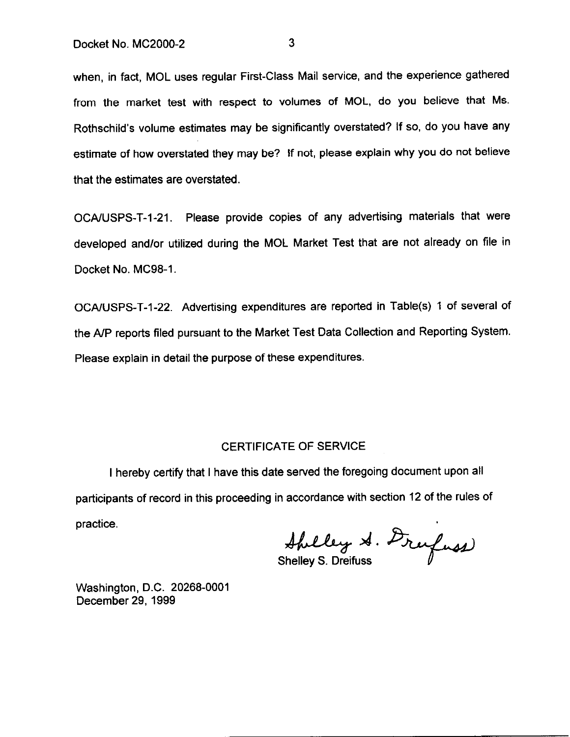when, in fact, MOL uses regular First-Class Mail service, and the experience gathered from the market test with respect to volumes of MOL, do you believe that Ms. Rothschild's volume estimates may be significantly overstated? If so, do you have any estimate of how overstated they may be? If not, please explain why you do not believe that the estimates are overstated.

OCA/USPS-T-1-21. Please provide copies of any advertising materials that were developed and/or utilized during the MOL Market Test that are not already on file in Docket No. MC98-1.

OCA/USPS-T-1-22. Advertising expenditures are reported in Table(s) 1 of several of the A/P reports filed pursuant to the Market Test Data Collection and Reporting System. Please explain in detail the purpose of these expenditures.

## CERTIFICATE OF SERVICE

I hereby certify that I have this date served the foregoing document upon all participants of record in this proceeding in accordance with section 12 of the rules of practice.

Shelley S. Dreifuss

Washington, D.C. 20268-0001
December 29, 1999